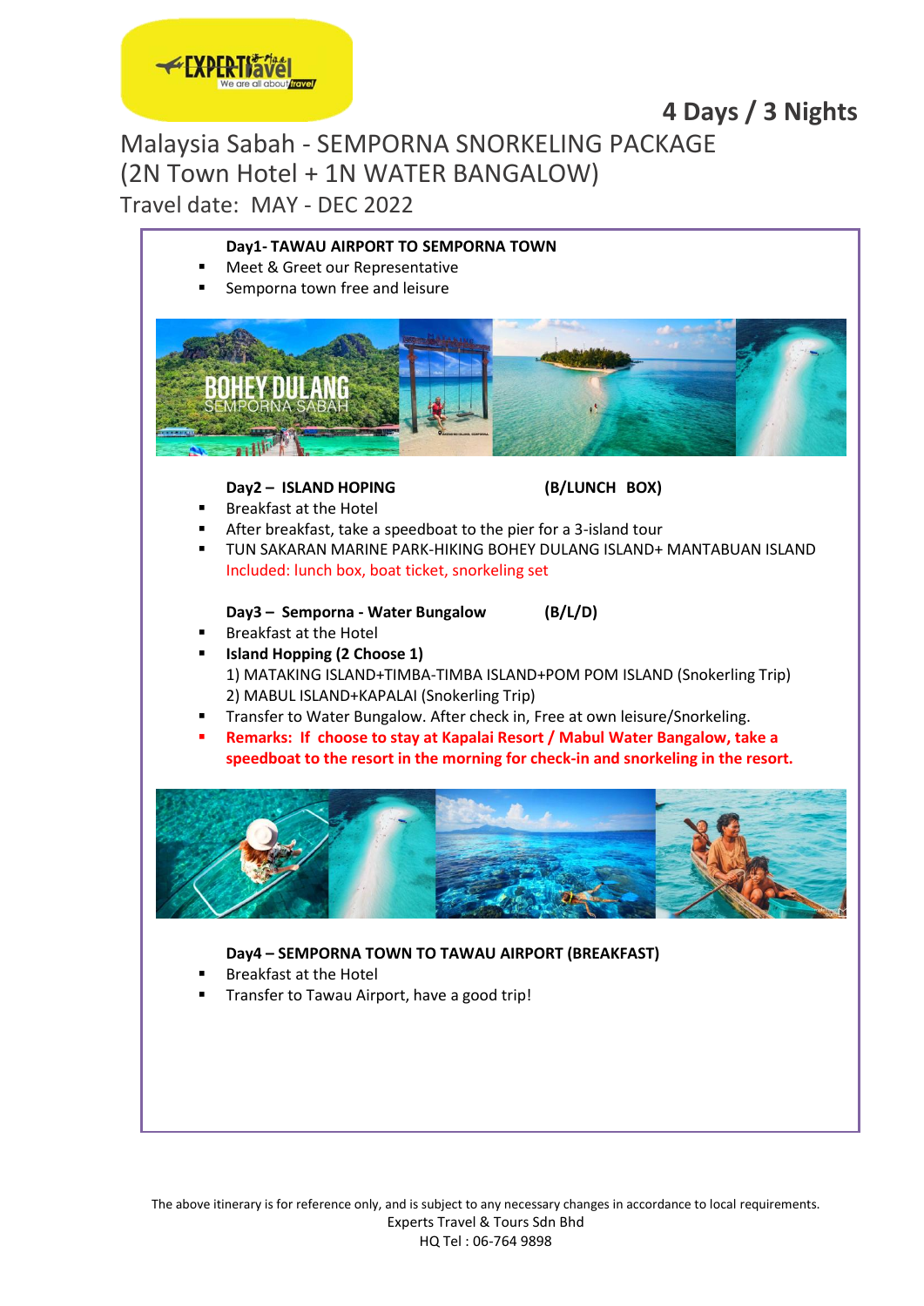**4 Days / 3 Nights**

# Malaysia Sabah - SEMPORNA SNORKELING PACKAGE (2N Town Hotel + 1N WATER BANGALOW)

Travel date: MAY - DEC 2022

**Day1- TAWAU AIRPORT TO SEMPORNA TOWN**

- Meet & Greet our Representative
- Semporna town free and leisure

**Day2 – ISLAND HOPING (B/LUNCH BOX)**

- Breakfast at the Hotel
- After breakfast, take a speedboat to the pier for a 3-island tour
- TUN SAKARAN MARINE PARK-HIKING BOHEY DULANG ISLAND+ MANTABUAN ISLAND
  Included: lunch box, boat ticket, snorkeling set

**Day3 – Semporna - Water Bungalow (B/L/D)**

- Breakfast at the Hotel
- **Island Hopping (2 Choose 1)**
  1) MATAKING ISLAND+TIMBA-TIMBA ISLAND+POM POM ISLAND (Snokerling Trip)
  2) MABUL ISLAND+KAPALAI (Snokerling Trip)
- Transfer to Water Bungalow. After check in, Free at own leisure/Snorkeling.
- **Remarks: If choose to stay at Kapalai Resort / Mabul Water Bangalow, take a speedboat to the resort in the morning for check-in and snorkeling in the resort.**

**Day4 – SEMPORNA TOWN TO TAWAU AIRPORT (BREAKFAST)**

- Breakfast at the Hotel
- Transfer to Tawau Airport, have a good trip!

The above itinerary is for reference only, and is subject to any necessary changes in accordance to local requirements.
Experts Travel & Tours Sdn Bhd
HQ Tel : 06-764 9898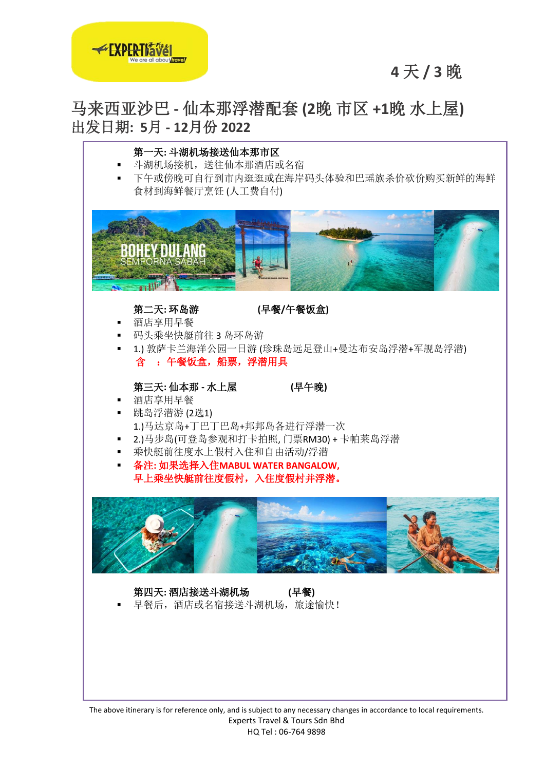4 天 / 3 晚

# 马来西亚沙巴 - 仙本那浮潜配套 (2晚 市区 +1晚 水上屋)

## 出发日期: 5月 - 12月份 2022

**第一天: 斗湖机场接送仙本那市区**

- 斗湖机场接机，送往仙本那酒店或名宿
- 下午或傍晚可自行到市内逛逛或在海岸码头体验和巴瑶族杀价砍价购买新鲜的海鲜食材到海鲜餐厅烹饪 (人工费自付)

**第二天: 环岛游　　　　(早餐/午餐饭盒)**

- 酒店享用早餐
- 码头乘坐快艇前往 3 岛环岛游
- 1.) 敦萨卡兰海洋公园一日游 (珍珠岛远足登山+曼达布安岛浮潜+军舰岛浮潜)
  **含　：午餐饭盒，船票，浮潜用具**

**第三天: 仙本那 - 水上屋　　　　(早午晚)**

- 酒店享用早餐
- 跳岛浮潜游 (2选1)
  1.)马达京岛+丁巴丁巴岛+邦邦岛各进行浮潜一次
- 2.)马步岛(可登岛参观和打卡拍照, 门票RM30) + 卡帕莱岛浮潜
- 乘快艇前往度水上假村入住和自由活动/浮潜
- **备注: 如果选择入住MABUL WATER BANGALOW,**
  **早上乘坐快艇前往度假村，入住度假村并浮潜。**

**第四天: 酒店接送斗湖机场　　　　(早餐)**

- 早餐后，酒店或名宿接送斗湖机场，旅途愉快！

The above itinerary is for reference only, and is subject to any necessary changes in accordance to local requirements.
Experts Travel & Tours Sdn Bhd
HQ Tel : 06-764 9898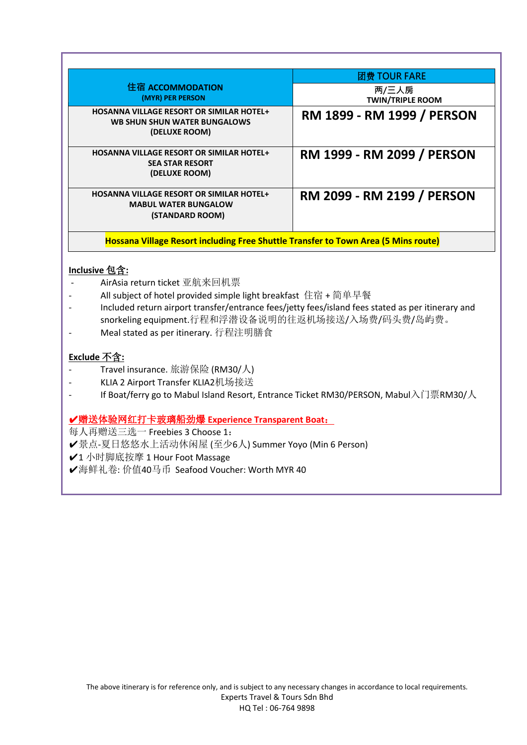| 住宿 ACCOMMODATION (MYR) PER PERSON | 团费 TOUR FARE 两/三人房 TWIN/TRIPLE ROOM |
| --- | --- |
| HOSANNA VILLAGE RESORT OR SIMILAR HOTEL+ WB SHUN SHUN WATER BUNGALOWS (DELUXE ROOM) | **RM 1899 - RM 1999 / PERSON** |
| HOSANNA VILLAGE RESORT OR SIMILAR HOTEL+ SEA STAR RESORT (DELUXE ROOM) | **RM 1999 - RM 2099 / PERSON** |
| HOSANNA VILLAGE RESORT OR SIMILAR HOTEL+ MABUL WATER BUNGALOW (STANDARD ROOM) | **RM 2099 - RM 2199 / PERSON** |
| **Hossana Village Resort including Free Shuttle Transfer to Town Area (5 Mins route)** | |

**Inclusive 包含:**

- AirAsia return ticket 亚航来回机票
- All subject of hotel provided simple light breakfast 住宿 + 简单早餐
- Included return airport transfer/entrance fees/jetty fees/island fees stated as per itinerary and snorkeling equipment.行程和浮潜设备说明的往返机场接送/入场费/码头费/岛屿费。
- Meal stated as per itinerary. 行程注明膳食

**Exclude 不含:**

- Travel insurance. 旅游保险 (RM30/人)
- KLIA 2 Airport Transfer KLIA2机场接送
- If Boat/ferry go to Mabul Island Resort, Entrance Ticket RM30/PERSON, Mabul入门票RM30/人

**✔赠送体验网红打卡玻璃船劲爆 Experience Transparent Boat：**

每人再赠送三选一 Freebies 3 Choose 1：

✔景点-夏日悠悠水上活动休闲屋 (至少6人) Summer Yoyo (Min 6 Person)

✔1 小时脚底按摩 1 Hour Foot Massage

✔海鲜礼卷: 价值40马币 Seafood Voucher: Worth MYR 40

The above itinerary is for reference only, and is subject to any necessary changes in accordance to local requirements.

Experts Travel & Tours Sdn Bhd

HQ Tel : 06-764 9898